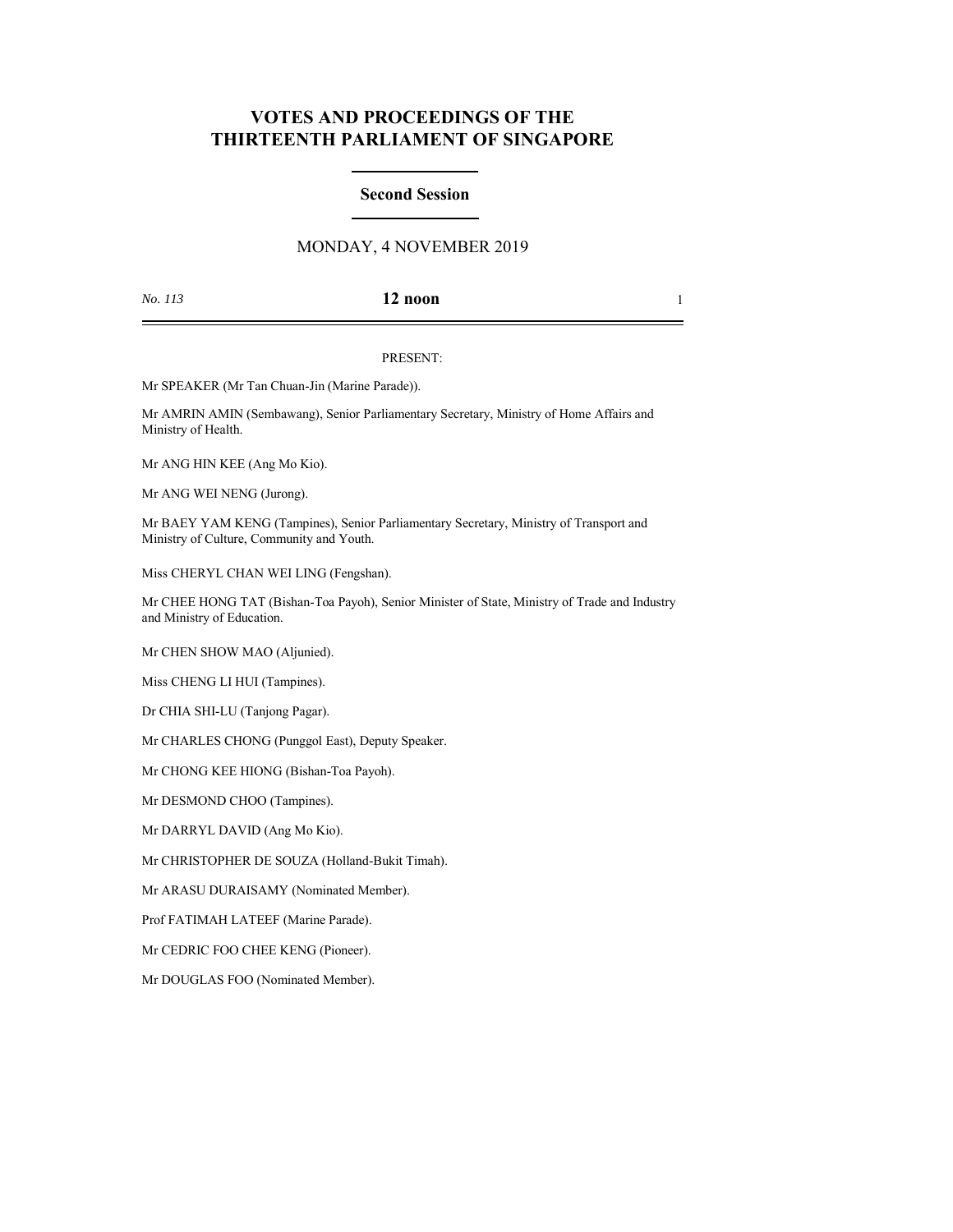# VOTES AND PROCEEDINGS OF THE THIRTEENTH PARLIAMENT OF SINGAPORE

## Second Session

MONDAY, 4 NOVEMBER 2019

*No. 113* **12 noon**

PRESENT:

Mr SPEAKER (Mr Tan Chuan-Jin (Marine Parade)).

Mr AMRIN AMIN (Sembawang), Senior Parliamentary Secretary, Ministry of Home Affairs and Ministry of Health.

Mr ANG HIN KEE (Ang Mo Kio).

Mr ANG WEI NENG (Jurong).

Mr BAEY YAM KENG (Tampines), Senior Parliamentary Secretary, Ministry of Transport and Ministry of Culture, Community and Youth.

Miss CHERYL CHAN WEI LING (Fengshan).

Mr CHEE HONG TAT (Bishan-Toa Payoh), Senior Minister of State, Ministry of Trade and Industry and Ministry of Education.

Mr CHEN SHOW MAO (Aljunied).

Miss CHENG LI HUI (Tampines).

Dr CHIA SHI-LU (Tanjong Pagar).

Mr CHARLES CHONG (Punggol East), Deputy Speaker.

Mr CHONG KEE HIONG (Bishan-Toa Payoh).

Mr DESMOND CHOO (Tampines).

Mr DARRYL DAVID (Ang Mo Kio).

Mr CHRISTOPHER DE SOUZA (Holland-Bukit Timah).

Mr ARASU DURAISAMY (Nominated Member).

Prof FATIMAH LATEEF (Marine Parade).

Mr CEDRIC FOO CHEE KENG (Pioneer).

Mr DOUGLAS FOO (Nominated Member).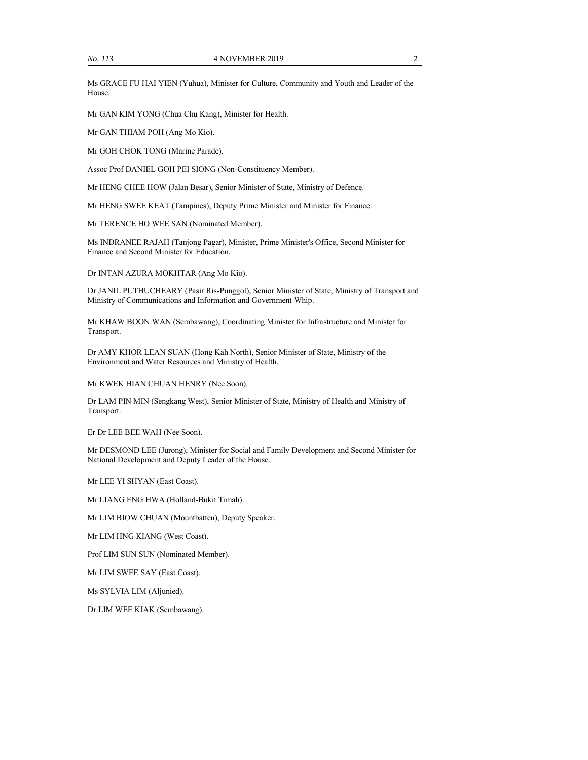Ms GRACE FU HAI YIEN (Yuhua), Minister for Culture, Community and Youth and Leader of the House.

Mr GAN KIM YONG (Chua Chu Kang), Minister for Health.

Mr GAN THIAM POH (Ang Mo Kio).

Mr GOH CHOK TONG (Marine Parade).

Assoc Prof DANIEL GOH PEI SIONG (Non-Constituency Member).

Mr HENG CHEE HOW (Jalan Besar), Senior Minister of State, Ministry of Defence.

Mr HENG SWEE KEAT (Tampines), Deputy Prime Minister and Minister for Finance.

Mr TERENCE HO WEE SAN (Nominated Member).

Ms INDRANEE RAJAH (Tanjong Pagar), Minister, Prime Minister's Office, Second Minister for Finance and Second Minister for Education.

Dr INTAN AZURA MOKHTAR (Ang Mo Kio).

Dr JANIL PUTHUCHEARY (Pasir Ris-Punggol), Senior Minister of State, Ministry of Transport and Ministry of Communications and Information and Government Whip.

Mr KHAW BOON WAN (Sembawang), Coordinating Minister for Infrastructure and Minister for Transport.

Dr AMY KHOR LEAN SUAN (Hong Kah North), Senior Minister of State, Ministry of the Environment and Water Resources and Ministry of Health.

Mr KWEK HIAN CHUAN HENRY (Nee Soon).

Dr LAM PIN MIN (Sengkang West), Senior Minister of State, Ministry of Health and Ministry of Transport.

Er Dr LEE BEE WAH (Nee Soon).

Mr DESMOND LEE (Jurong), Minister for Social and Family Development and Second Minister for National Development and Deputy Leader of the House.

Mr LEE YI SHYAN (East Coast).

Mr LIANG ENG HWA (Holland-Bukit Timah).

Mr LIM BIOW CHUAN (Mountbatten), Deputy Speaker.

Mr LIM HNG KIANG (West Coast).

Prof LIM SUN SUN (Nominated Member).

Mr LIM SWEE SAY (East Coast).

Ms SYLVIA LIM (Aljunied).

Dr LIM WEE KIAK (Sembawang).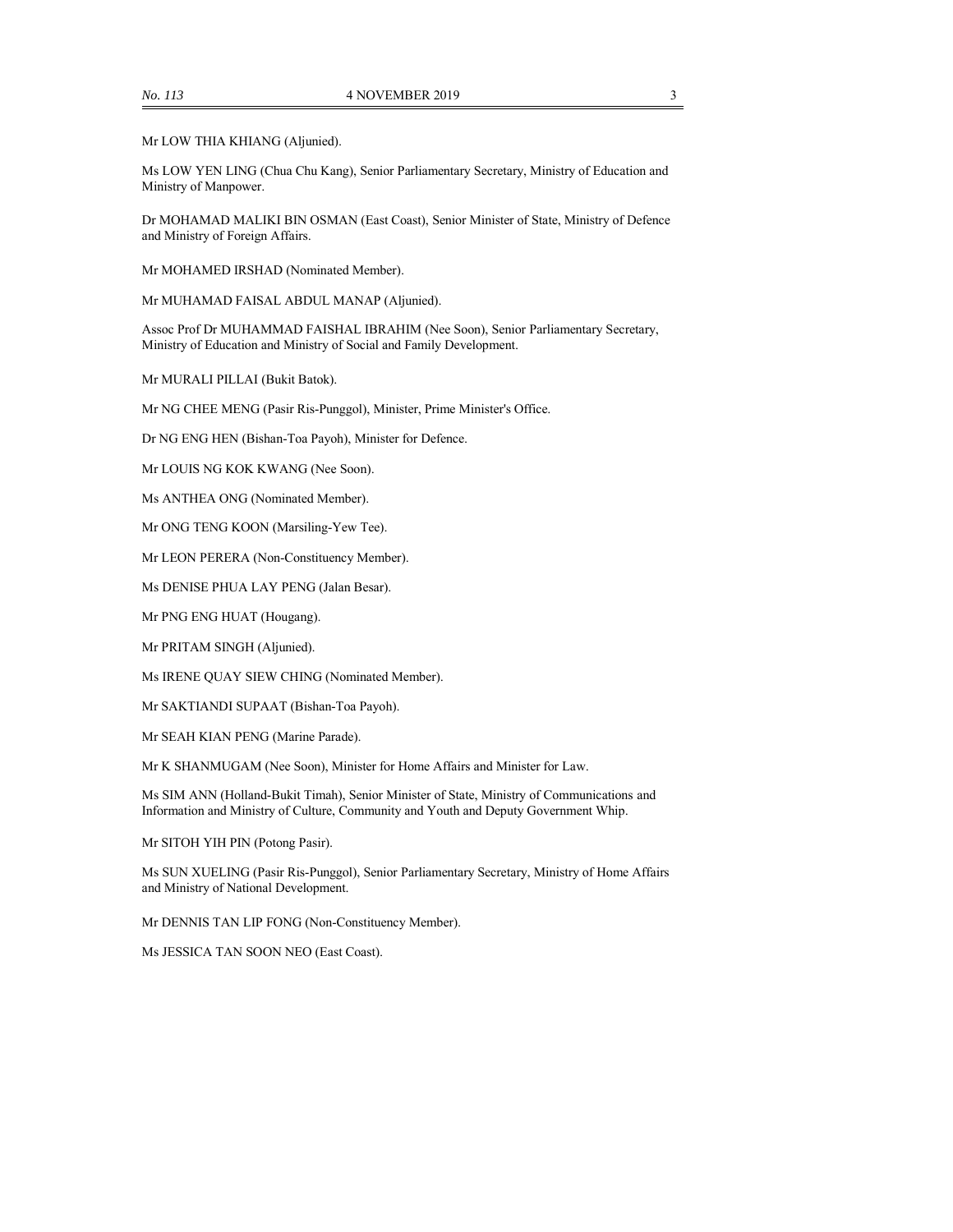Mr LOW THIA KHIANG (Aljunied).

Ms LOW YEN LING (Chua Chu Kang), Senior Parliamentary Secretary, Ministry of Education and Ministry of Manpower.

Dr MOHAMAD MALIKI BIN OSMAN (East Coast), Senior Minister of State, Ministry of Defence and Ministry of Foreign Affairs.

Mr MOHAMED IRSHAD (Nominated Member).

Mr MUHAMAD FAISAL ABDUL MANAP (Aljunied).

Assoc Prof Dr MUHAMMAD FAISHAL IBRAHIM (Nee Soon), Senior Parliamentary Secretary, Ministry of Education and Ministry of Social and Family Development.

Mr MURALI PILLAI (Bukit Batok).

Mr NG CHEE MENG (Pasir Ris-Punggol), Minister, Prime Minister's Office.

Dr NG ENG HEN (Bishan-Toa Payoh), Minister for Defence.

Mr LOUIS NG KOK KWANG (Nee Soon).

Ms ANTHEA ONG (Nominated Member).

Mr ONG TENG KOON (Marsiling-Yew Tee).

Mr LEON PERERA (Non-Constituency Member).

Ms DENISE PHUA LAY PENG (Jalan Besar).

Mr PNG ENG HUAT (Hougang).

Mr PRITAM SINGH (Aljunied).

Ms IRENE QUAY SIEW CHING (Nominated Member).

Mr SAKTIANDI SUPAAT (Bishan-Toa Payoh).

Mr SEAH KIAN PENG (Marine Parade).

Mr K SHANMUGAM (Nee Soon), Minister for Home Affairs and Minister for Law.

Ms SIM ANN (Holland-Bukit Timah), Senior Minister of State, Ministry of Communications and Information and Ministry of Culture, Community and Youth and Deputy Government Whip.

Mr SITOH YIH PIN (Potong Pasir).

Ms SUN XUELING (Pasir Ris-Punggol), Senior Parliamentary Secretary, Ministry of Home Affairs and Ministry of National Development.

Mr DENNIS TAN LIP FONG (Non-Constituency Member).

Ms JESSICA TAN SOON NEO (East Coast).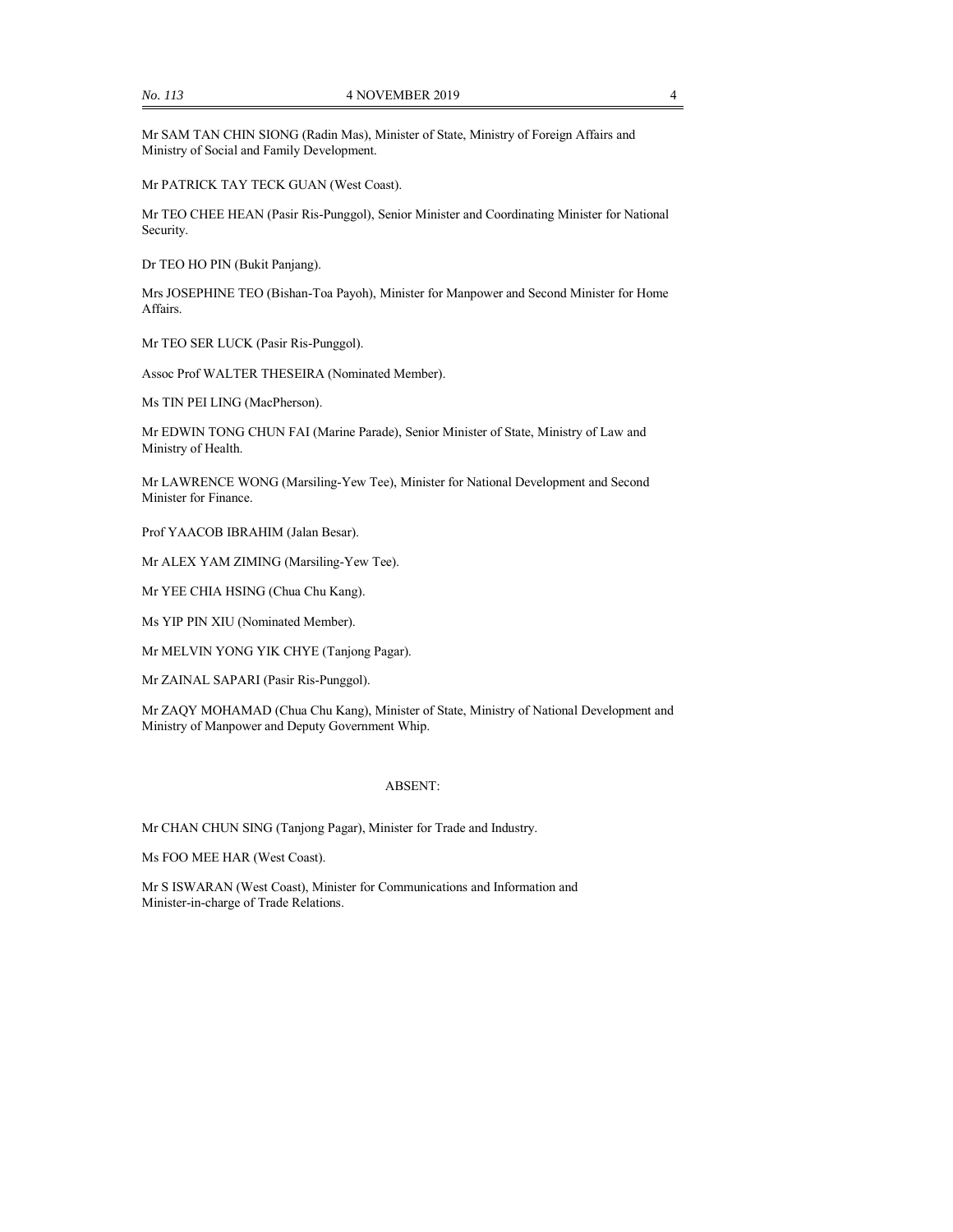Mr SAM TAN CHIN SIONG (Radin Mas), Minister of State, Ministry of Foreign Affairs and Ministry of Social and Family Development.

Mr PATRICK TAY TECK GUAN (West Coast).

Mr TEO CHEE HEAN (Pasir Ris-Punggol), Senior Minister and Coordinating Minister for National Security.

Dr TEO HO PIN (Bukit Panjang).

Mrs JOSEPHINE TEO (Bishan-Toa Payoh), Minister for Manpower and Second Minister for Home Affairs.

Mr TEO SER LUCK (Pasir Ris-Punggol).

Assoc Prof WALTER THESEIRA (Nominated Member).

Ms TIN PEI LING (MacPherson).

Mr EDWIN TONG CHUN FAI (Marine Parade), Senior Minister of State, Ministry of Law and Ministry of Health.

Mr LAWRENCE WONG (Marsiling-Yew Tee), Minister for National Development and Second Minister for Finance.

Prof YAACOB IBRAHIM (Jalan Besar).

Mr ALEX YAM ZIMING (Marsiling-Yew Tee).

Mr YEE CHIA HSING (Chua Chu Kang).

Ms YIP PIN XIU (Nominated Member).

Mr MELVIN YONG YIK CHYE (Tanjong Pagar).

Mr ZAINAL SAPARI (Pasir Ris-Punggol).

Mr ZAQY MOHAMAD (Chua Chu Kang), Minister of State, Ministry of National Development and Ministry of Manpower and Deputy Government Whip.

## ABSENT:

Mr CHAN CHUN SING (Tanjong Pagar), Minister for Trade and Industry.

Ms FOO MEE HAR (West Coast).

Mr S ISWARAN (West Coast), Minister for Communications and Information and Minister-in-charge of Trade Relations.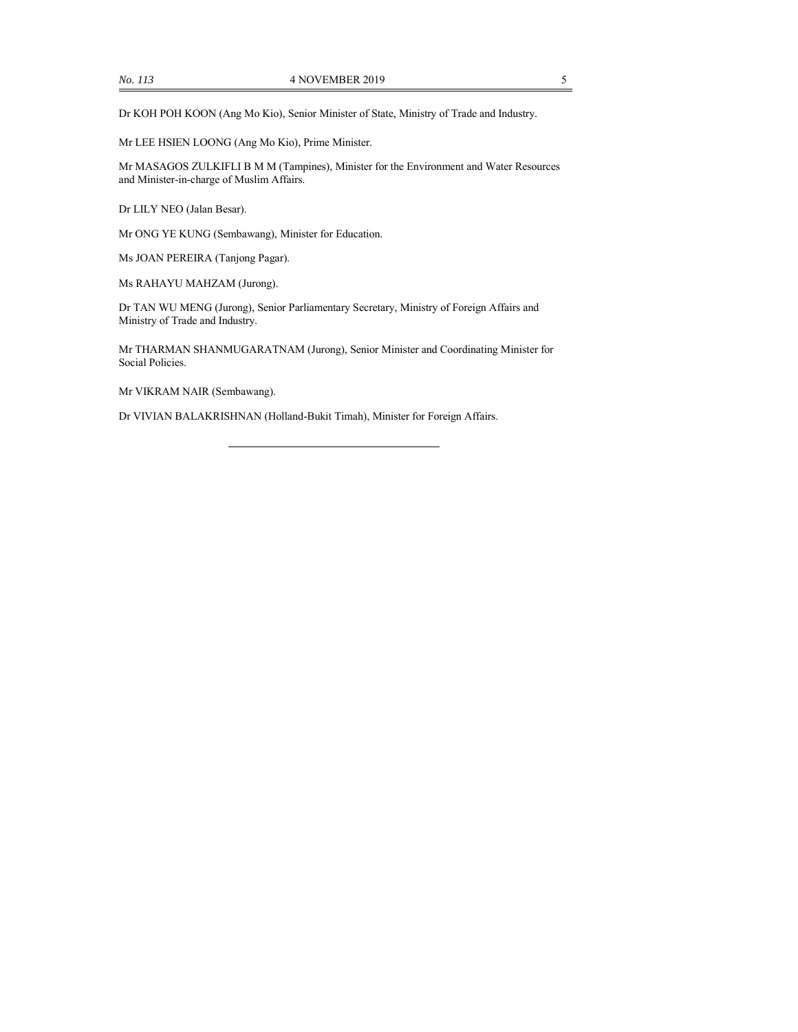Dr KOH POH KOON (Ang Mo Kio), Senior Minister of State, Ministry of Trade and Industry.

Mr LEE HSIEN LOONG (Ang Mo Kio), Prime Minister.

Mr MASAGOS ZULKIFLI B M M (Tampines), Minister for the Environment and Water Resources and Minister-in-charge of Muslim Affairs.

Dr LILY NEO (Jalan Besar).

Mr ONG YE KUNG (Sembawang), Minister for Education.

Ms JOAN PEREIRA (Tanjong Pagar).

Ms RAHAYU MAHZAM (Jurong).

Dr TAN WU MENG (Jurong), Senior Parliamentary Secretary, Ministry of Foreign Affairs and Ministry of Trade and Industry.

Mr THARMAN SHANMUGARATNAM (Jurong), Senior Minister and Coordinating Minister for Social Policies.

Mr VIKRAM NAIR (Sembawang).

Dr VIVIAN BALAKRISHNAN (Holland-Bukit Timah), Minister for Foreign Affairs.

---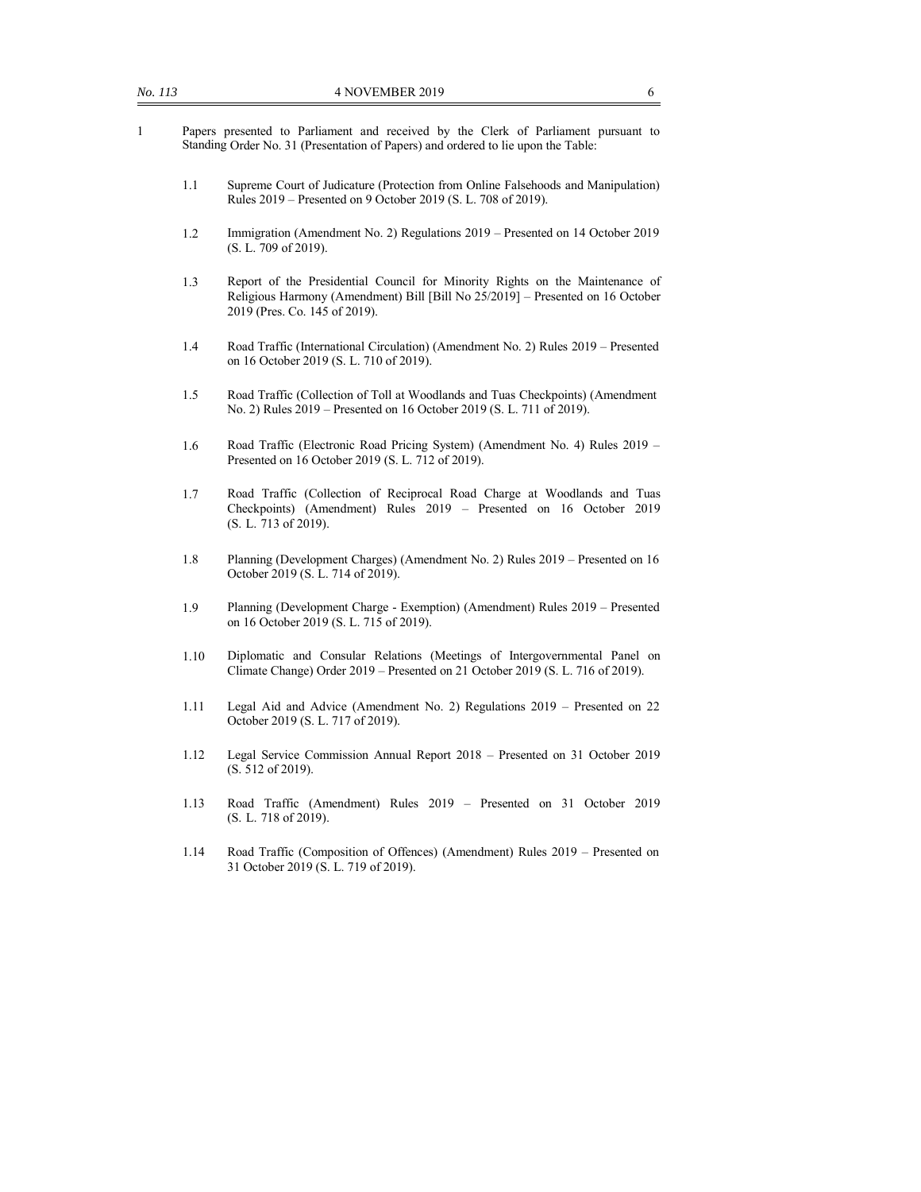1 Papers presented to Parliament and received by the Clerk of Parliament pursuant to Standing Order No. 31 (Presentation of Papers) and ordered to lie upon the Table:

1.1 Supreme Court of Judicature (Protection from Online Falsehoods and Manipulation) Rules 2019 – Presented on 9 October 2019 (S. L. 708 of 2019).

1.2 Immigration (Amendment No. 2) Regulations 2019 – Presented on 14 October 2019 (S. L. 709 of 2019).

1.3 Report of the Presidential Council for Minority Rights on the Maintenance of Religious Harmony (Amendment) Bill [Bill No 25/2019] – Presented on 16 October 2019 (Pres. Co. 145 of 2019).

1.4 Road Traffic (International Circulation) (Amendment No. 2) Rules 2019 – Presented on 16 October 2019 (S. L. 710 of 2019).

1.5 Road Traffic (Collection of Toll at Woodlands and Tuas Checkpoints) (Amendment No. 2) Rules 2019 – Presented on 16 October 2019 (S. L. 711 of 2019).

1.6 Road Traffic (Electronic Road Pricing System) (Amendment No. 4) Rules 2019 – Presented on 16 October 2019 (S. L. 712 of 2019).

1.7 Road Traffic (Collection of Reciprocal Road Charge at Woodlands and Tuas Checkpoints) (Amendment) Rules 2019 – Presented on 16 October 2019 (S. L. 713 of 2019).

1.8 Planning (Development Charges) (Amendment No. 2) Rules 2019 – Presented on 16 October 2019 (S. L. 714 of 2019).

1.9 Planning (Development Charge - Exemption) (Amendment) Rules 2019 – Presented on 16 October 2019 (S. L. 715 of 2019).

1.10 Diplomatic and Consular Relations (Meetings of Intergovernmental Panel on Climate Change) Order 2019 – Presented on 21 October 2019 (S. L. 716 of 2019).

1.11 Legal Aid and Advice (Amendment No. 2) Regulations 2019 – Presented on 22 October 2019 (S. L. 717 of 2019).

1.12 Legal Service Commission Annual Report 2018 – Presented on 31 October 2019 (S. 512 of 2019).

1.13 Road Traffic (Amendment) Rules 2019 – Presented on 31 October 2019 (S. L. 718 of 2019).

1.14 Road Traffic (Composition of Offences) (Amendment) Rules 2019 – Presented on 31 October 2019 (S. L. 719 of 2019).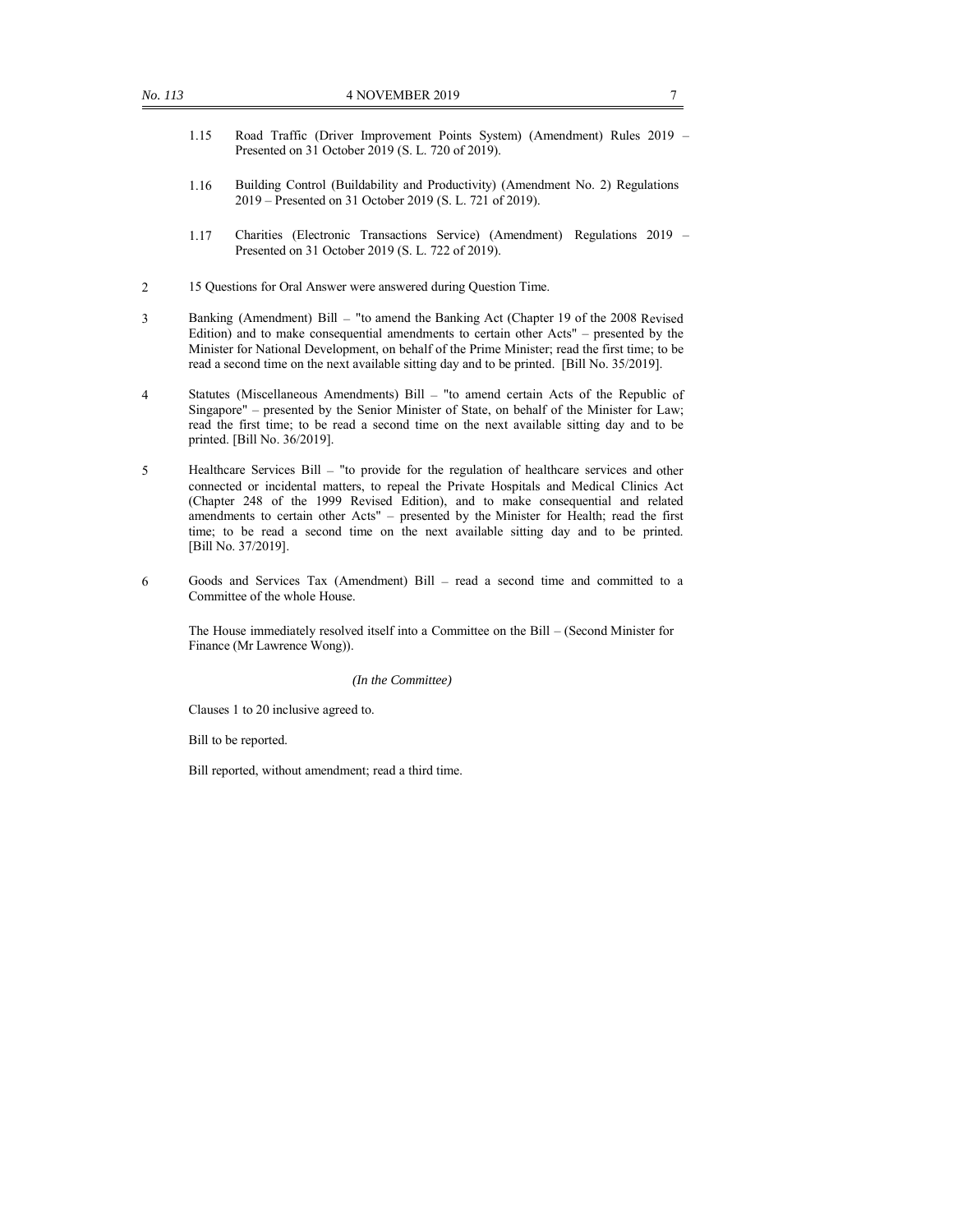1.15 Road Traffic (Driver Improvement Points System) (Amendment) Rules 2019 – Presented on 31 October 2019 (S. L. 720 of 2019).

1.16 Building Control (Buildability and Productivity) (Amendment No. 2) Regulations 2019 – Presented on 31 October 2019 (S. L. 721 of 2019).

1.17 Charities (Electronic Transactions Service) (Amendment) Regulations 2019 – Presented on 31 October 2019 (S. L. 722 of 2019).

2 15 Questions for Oral Answer were answered during Question Time.

3 Banking (Amendment) Bill – "to amend the Banking Act (Chapter 19 of the 2008 Revised Edition) and to make consequential amendments to certain other Acts" – presented by the Minister for National Development, on behalf of the Prime Minister; read the first time; to be read a second time on the next available sitting day and to be printed. [Bill No. 35/2019].

4 Statutes (Miscellaneous Amendments) Bill – "to amend certain Acts of the Republic of Singapore" – presented by the Senior Minister of State, on behalf of the Minister for Law; read the first time; to be read a second time on the next available sitting day and to be printed. [Bill No. 36/2019].

5 Healthcare Services Bill – "to provide for the regulation of healthcare services and other connected or incidental matters, to repeal the Private Hospitals and Medical Clinics Act (Chapter 248 of the 1999 Revised Edition), and to make consequential and related amendments to certain other Acts" – presented by the Minister for Health; read the first time; to be read a second time on the next available sitting day and to be printed. [Bill No. 37/2019].

6 Goods and Services Tax (Amendment) Bill – read a second time and committed to a Committee of the whole House.

The House immediately resolved itself into a Committee on the Bill – (Second Minister for Finance (Mr Lawrence Wong)).

*(In the Committee)*

Clauses 1 to 20 inclusive agreed to.

Bill to be reported.

Bill reported, without amendment; read a third time.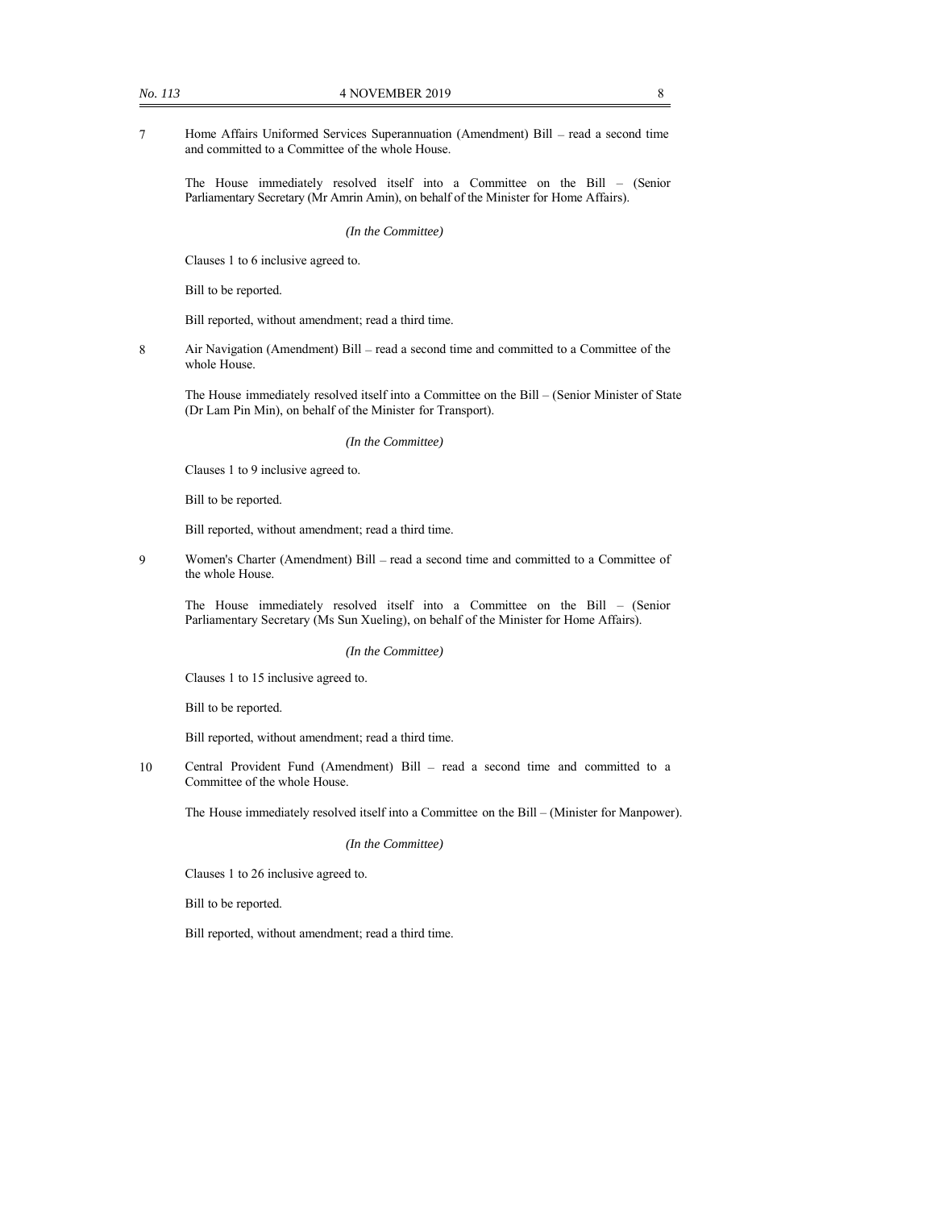7 Home Affairs Uniformed Services Superannuation (Amendment) Bill – read a second time and committed to a Committee of the whole House.

The House immediately resolved itself into a Committee on the Bill – (Senior Parliamentary Secretary (Mr Amrin Amin), on behalf of the Minister for Home Affairs).

*(In the Committee)*

Clauses 1 to 6 inclusive agreed to.

Bill to be reported.

Bill reported, without amendment; read a third time.

8 Air Navigation (Amendment) Bill – read a second time and committed to a Committee of the whole House.

The House immediately resolved itself into a Committee on the Bill – (Senior Minister of State (Dr Lam Pin Min), on behalf of the Minister for Transport).

*(In the Committee)*

Clauses 1 to 9 inclusive agreed to.

Bill to be reported.

Bill reported, without amendment; read a third time.

9 Women's Charter (Amendment) Bill – read a second time and committed to a Committee of the whole House.

The House immediately resolved itself into a Committee on the Bill – (Senior Parliamentary Secretary (Ms Sun Xueling), on behalf of the Minister for Home Affairs).

*(In the Committee)*

Clauses 1 to 15 inclusive agreed to.

Bill to be reported.

Bill reported, without amendment; read a third time.

10 Central Provident Fund (Amendment) Bill – read a second time and committed to a Committee of the whole House.

The House immediately resolved itself into a Committee on the Bill – (Minister for Manpower).

*(In the Committee)*

Clauses 1 to 26 inclusive agreed to.

Bill to be reported.

Bill reported, without amendment; read a third time.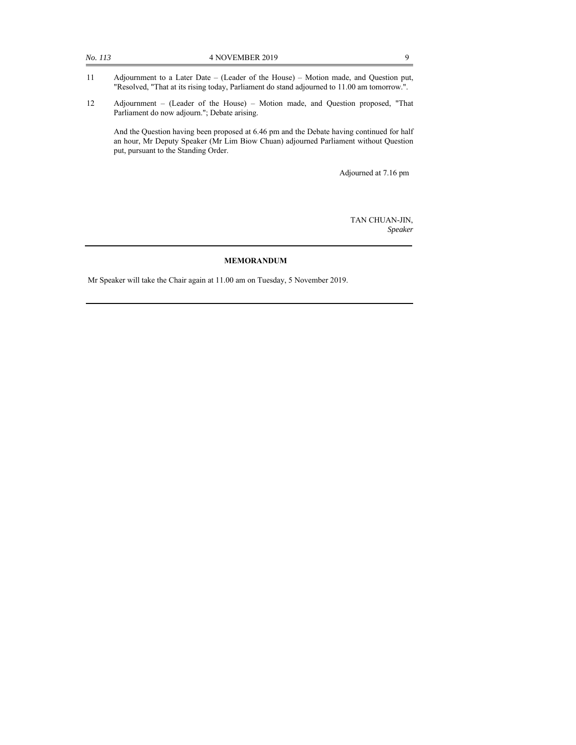11 Adjournment to a Later Date – (Leader of the House) – Motion made, and Question put, "Resolved, "That at its rising today, Parliament do stand adjourned to 11.00 am tomorrow.".

12 Adjournment – (Leader of the House) – Motion made, and Question proposed, "That Parliament do now adjourn."; Debate arising.

And the Question having been proposed at 6.46 pm and the Debate having continued for half an hour, Mr Deputy Speaker (Mr Lim Biow Chuan) adjourned Parliament without Question put, pursuant to the Standing Order.

Adjourned at 7.16 pm

TAN CHUAN-JIN,
*Speaker*

---

**MEMORANDUM**

Mr Speaker will take the Chair again at 11.00 am on Tuesday, 5 November 2019.